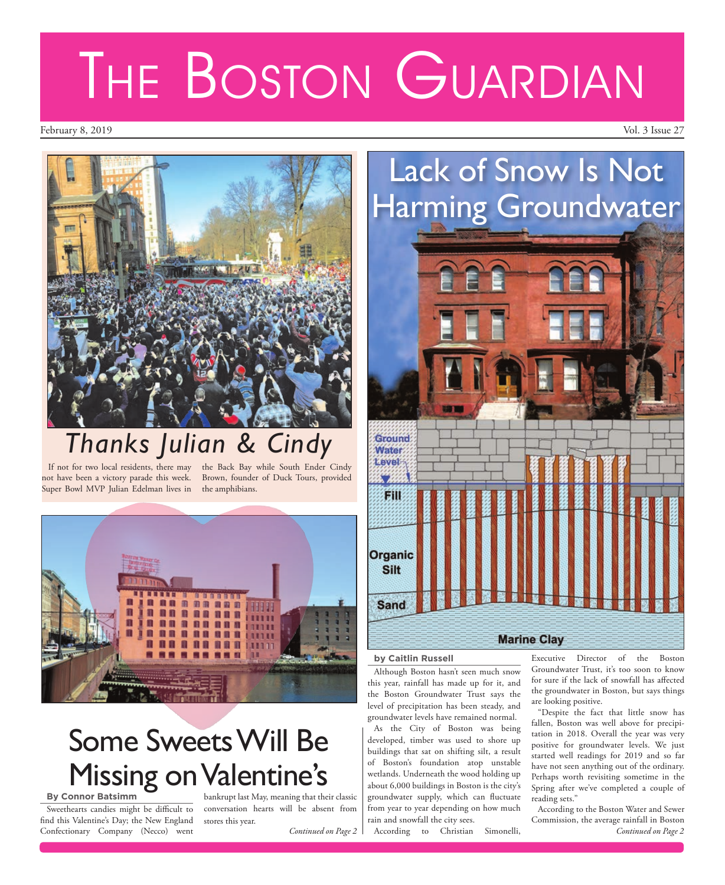# The Boston Guardian

February 8, 2019

## Thanks Julian & Cindy

If not for two local residents, there may not have been a victory parade this week. Super Bowl MVP Julian Edelman lives in the Back Bay while South Ender Cindy Brown, founder of Duck Tours, provided the amphibians.

## Some Sweets Will Be Missing on Valentine's

**By Connor Batsimm**

Sweethearts candies might be difficult to find this Valentine's Day; the New England Confectionary Company (Necco) went bankrupt last May, meaning that their classic conversation hearts will be absent from stores this year.

*Continued on Page 2*

## Lack of Snow Is Not Harming Groundwater

**by Caitlin Russell**

Although Boston hasn't seen much snow this year, rainfall has made up for it, and the Boston Groundwater Trust says the level of precipitation has been steady, and groundwater levels have remained normal.

As the City of Boston was being developed, timber was used to shore up buildings that sat on shifting silt, a result of Boston's foundation atop unstable wetlands. Underneath the wood holding up about 6,000 buildings in Boston is the city's groundwater supply, which can fluctuate from year to year depending on how much rain and snowfall the city sees.

According to Christian Simonelli, Executive Director of the Boston Groundwater Trust, it's too soon to know for sure if the lack of snowfall has affected the groundwater in Boston, but says things are looking positive.

"Despite the fact that little snow has fallen, Boston was well above for precipitation in 2018. Overall the year was very positive for groundwater levels. We just started well readings for 2019 and so far have not seen anything out of the ordinary. Perhaps worth revisiting sometime in the Spring after we've completed a couple of reading sets."

According to the Boston Water and Sewer Commission, the average rainfall in Boston

*Continued on Page 2*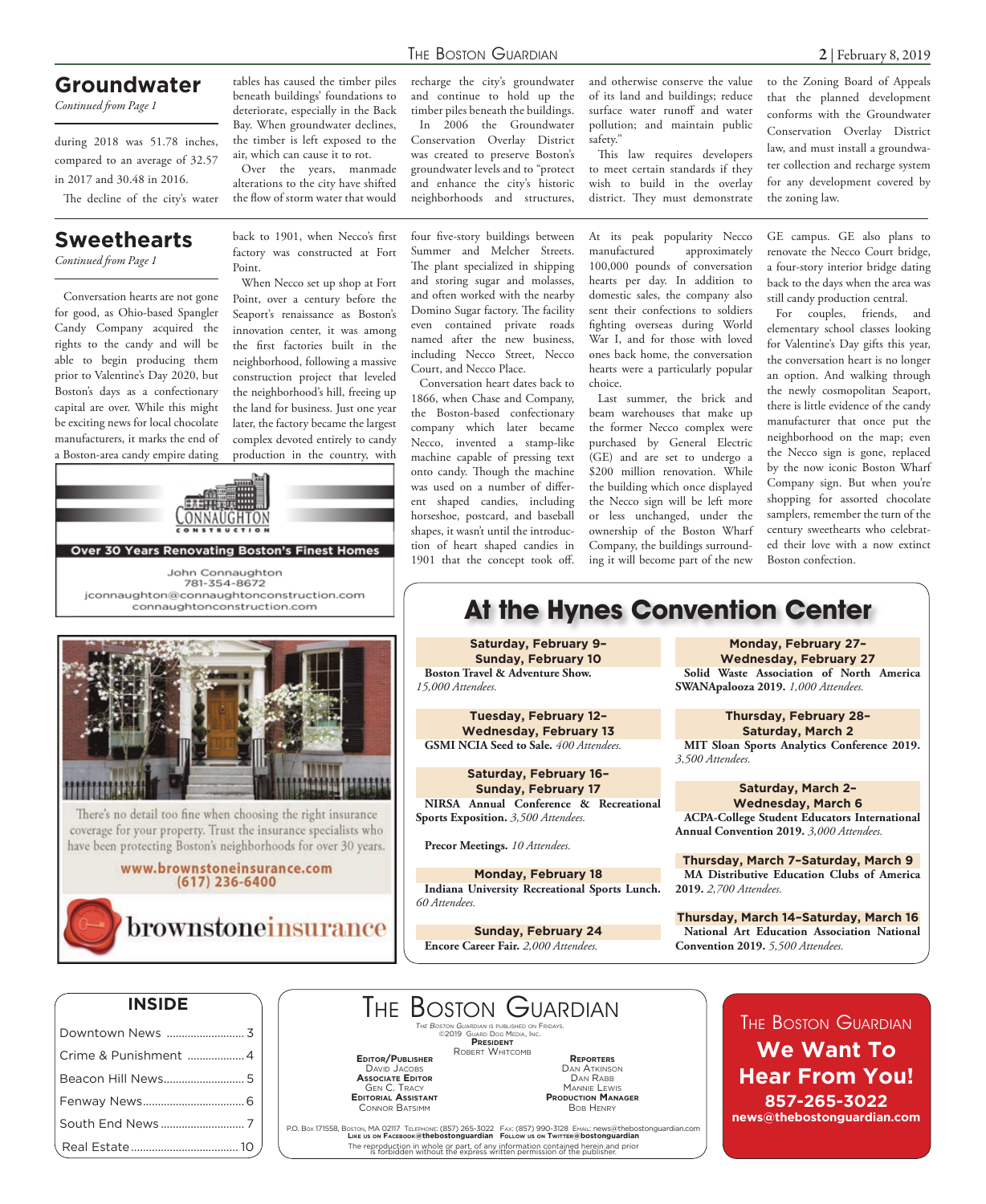## Groundwater

*Continued from Page 1*

during 2018 was 51.78 inches, compared to an average of 32.57 in 2017 and 30.48 in 2016.

The decline of the city's water tables has caused the timber piles beneath buildings' foundations to deteriorate, especially in the Back Bay. When groundwater declines, the timber is left exposed to the air, which can cause it to rot.

Over the years, manmade alterations to the city have shifted the flow of storm water that would recharge the city's groundwater and continue to hold up the timber piles beneath the buildings.

In 2006 the Groundwater Conservation Overlay District was created to preserve Boston's groundwater levels and to "protect and enhance the city's historic neighborhoods and structures, and otherwise conserve the value of its land and buildings; reduce surface water runoff and water pollution; and maintain public safety."

This law requires developers to meet certain standards if they wish to build in the overlay district. They must demonstrate to the Zoning Board of Appeals that the planned development conforms with the Groundwater Conservation Overlay District law, and must install a groundwater collection and recharge system for any development covered by the zoning law.

## Sweethearts

*Continued from Page 1*

Conversation hearts are not gone for good, as Ohio-based Spangler Candy Company acquired the rights to the candy and will be able to begin producing them prior to Valentine's Day 2020, but Boston's days as a confectionary capital are over. While this might be exciting news for local chocolate manufacturers, it marks the end of a Boston-area candy empire dating back to 1901, when Necco's first factory was constructed at Fort Point.

When Necco set up shop at Fort Point, over a century before the Seaport's renaissance as Boston's innovation center, it was among the first factories built in the neighborhood, following a massive construction project that leveled the neighborhood's hill, freeing up the land for business. Just one year later, the factory became the largest complex devoted entirely to candy production in the country, with four five-story buildings between Summer and Melcher Streets. The plant specialized in shipping and storing sugar and molasses, and often worked with the nearby Domino Sugar factory. The facility even contained private roads named after the new business, including Necco Street, Necco Court, and Necco Place.

Conversation heart dates back to 1866, when Chase and Company, the Boston-based confectionary company which later became Necco, invented a stamp-like machine capable of pressing text onto candy. Though the machine was used on a number of different shaped candies, including horseshoe, postcard, and baseball shapes, it wasn't until the introduction of heart shaped candies in 1901 that the concept took off.

At its peak popularity Necco manufactured approximately 100,000 pounds of conversation hearts per day. In addition to domestic sales, the company also sent their confections to soldiers fighting overseas during World War I, and for those with loved ones back home, the conversation hearts were a particularly popular choice.

Last summer, the brick and beam warehouses that make up the former Necco complex were purchased by General Electric (GE) and are set to undergo a $200 million renovation. While the building which once displayed the Necco sign will be left more or less unchanged, under the ownership of the Boston Wharf Company, the buildings surrounding it will become part of the new GE campus. GE also plans to renovate the Necco Court bridge, a four-story interior bridge dating back to the days when the area was still candy production central.

For couples, friends, and elementary school classes looking for Valentine's Day gifts this year, the conversation heart is no longer an option. And walking through the newly cosmopolitan Seaport, there is little evidence of the candy manufacturer that once put the neighborhood on the map; even the Necco sign is gone, replaced by the now iconic Boston Wharf Company sign. But when you're shopping for assorted chocolate samplers, remember the turn of the century sweethearts who celebrated their love with a now extinct Boston confection.

CONNAUGHTON CONSTRUCTION

Over 30 Years Renovating Boston's Finest Homes

John Connaughton
781-354-8672
jconnaughton@connaughtonconstruction.com
connaughtonconstruction.com

There's no detail too fine when choosing the right insurance coverage for your property. Trust the insurance specialists who have been protecting Boston's neighborhoods for over 30 years.

www.brownstoneinsurance.com
(617) 236-6400

brownstoneinsurance

## At the Hynes Convention Center

**Saturday, February 9–Sunday, February 10**
**Boston Travel & Adventure Show.** *15,000 Attendees.*

**Tuesday, February 12–Wednesday, February 13**
**GSMI NCIA Seed to Sale.** *400 Attendees.*

**Saturday, February 16–Sunday, February 17**
**NIRSA Annual Conference & Recreational Sports Exposition.** *3,500 Attendees.*

**Precor Meetings.** *10 Attendees.*

**Monday, February 18**
**Indiana University Recreational Sports Lunch.** *60 Attendees.*

**Sunday, February 24**
**Encore Career Fair.** *2,000 Attendees.*

**Monday, February 27–Wednesday, February 27**
**Solid Waste Association of North America SWANApalooza 2019.** *1,000 Attendees.*

**Thursday, February 28–Saturday, March 2**
**MIT Sloan Sports Analytics Conference 2019.** *3,500 Attendees.*

**Saturday, March 2–Wednesday, March 6**
**ACPA-College Student Educators International Annual Convention 2019.** *3,000 Attendees.*

**Thursday, March 7–Saturday, March 9**
**MA Distributive Education Clubs of America 2019.** *2,700 Attendees.*

**Thursday, March 14–Saturday, March 16**
**National Art Education Association National Convention 2019.** *5,500 Attendees.*

### INSIDE

- Downtown News .......... 3
- Crime & Punishment .......... 4
- Beacon Hill News .......... 5
- Fenway News .......... 6
- South End News .......... 7
- Real Estate .......... 10

### The Boston Guardian

*The Boston Guardian* is published on Fridays.
©2019 Guard Dog Media, Inc.

**President**
Robert Whitcomb

**Editor/Publisher**
David Jacobs

**Associate Editor**
Gen C. Tracy

**Editorial Assistant**
Connor Batsimm

**Reporters**
Dan Atkinson
Dan Rabb
Mannie Lewis

**Production Manager**
Bob Henry

P.O. Box 171558, Boston, MA 02117 Telephone: (857) 265-3022 Fax: (857) 990-3128 Email: news@thebostonguardian.com
Like us on Facebook@thebostonguardian Follow us on Twitter@bostonguardian
The reproduction in whole or part, of any information contained herein and prior is forbidden without the express written permission of the publisher.

### The Boston Guardian

**We Want To Hear From You!**

**857-265-3022**
**news@thebostonguardian.com**